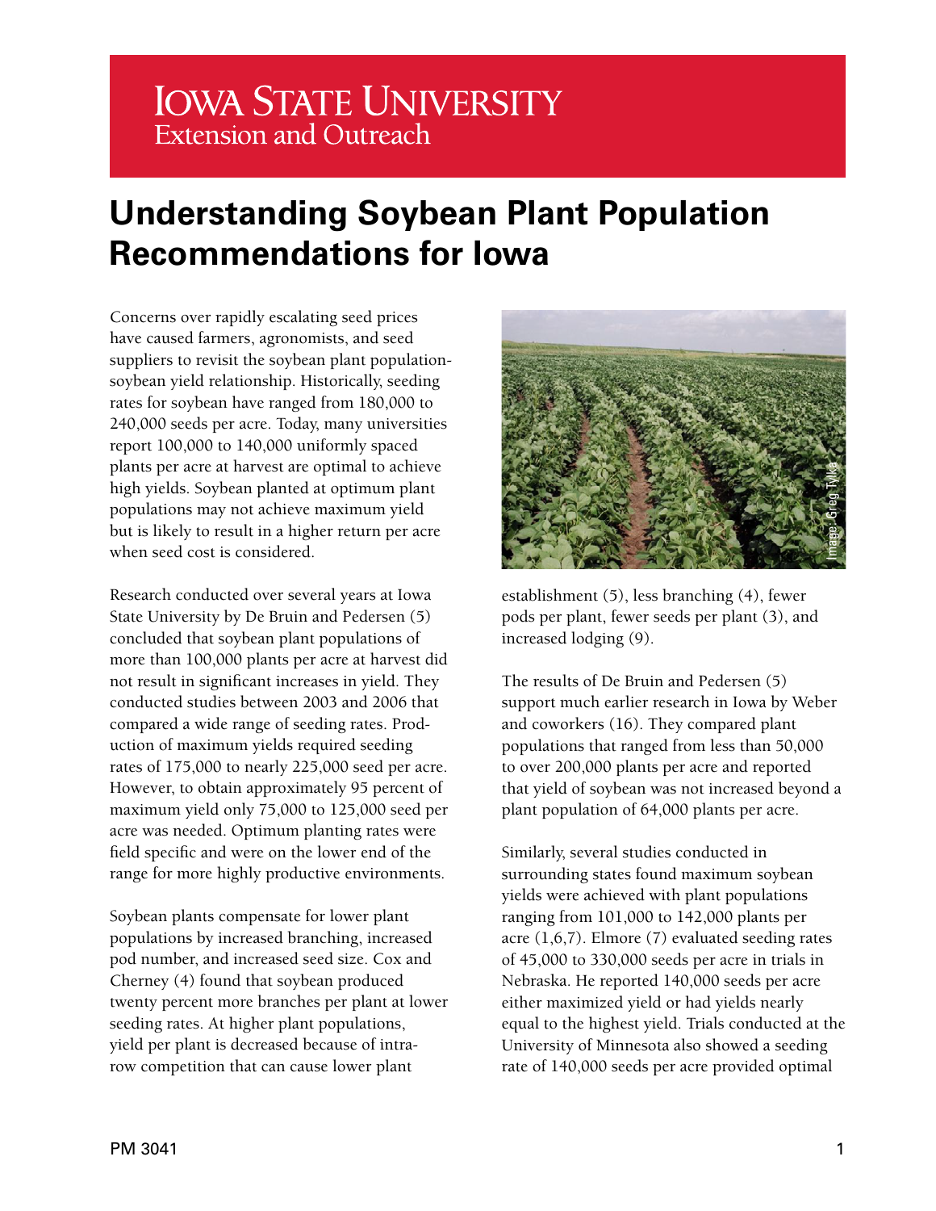Iowa State University Extension and Outreach

# Understanding Soybean Plant Population Recommendations for Iowa

Concerns over rapidly escalating seed prices have caused farmers, agronomists, and seed suppliers to revisit the soybean plant population-soybean yield relationship. Historically, seeding rates for soybean have ranged from 180,000 to 240,000 seeds per acre. Today, many universities report 100,000 to 140,000 uniformly spaced plants per acre at harvest are optimal to achieve high yields. Soybean planted at optimum plant populations may not achieve maximum yield but is likely to result in a higher return per acre when seed cost is considered.

Research conducted over several years at Iowa State University by De Bruin and Pedersen (5) concluded that soybean plant populations of more than 100,000 plants per acre at harvest did not result in significant increases in yield. They conducted studies between 2003 and 2006 that compared a wide range of seeding rates. Production of maximum yields required seeding rates of 175,000 to nearly 225,000 seed per acre. However, to obtain approximately 95 percent of maximum yield only 75,000 to 125,000 seed per acre was needed. Optimum planting rates were field specific and were on the lower end of the range for more highly productive environments.

Soybean plants compensate for lower plant populations by increased branching, increased pod number, and increased seed size. Cox and Cherney (4) found that soybean produced twenty percent more branches per plant at lower seeding rates. At higher plant populations, yield per plant is decreased because of intra-row competition that can cause lower plant establishment (5), less branching (4), fewer pods per plant, fewer seeds per plant (3), and increased lodging (9).

The results of De Bruin and Pedersen (5) support much earlier research in Iowa by Weber and coworkers (16). They compared plant populations that ranged from less than 50,000 to over 200,000 plants per acre and reported that yield of soybean was not increased beyond a plant population of 64,000 plants per acre.

Similarly, several studies conducted in surrounding states found maximum soybean yields were achieved with plant populations ranging from 101,000 to 142,000 plants per acre (1,6,7). Elmore (7) evaluated seeding rates of 45,000 to 330,000 seeds per acre in trials in Nebraska. He reported 140,000 seeds per acre either maximized yield or had yields nearly equal to the highest yield. Trials conducted at the University of Minnesota also showed a seeding rate of 140,000 seeds per acre provided optimal

PM 3041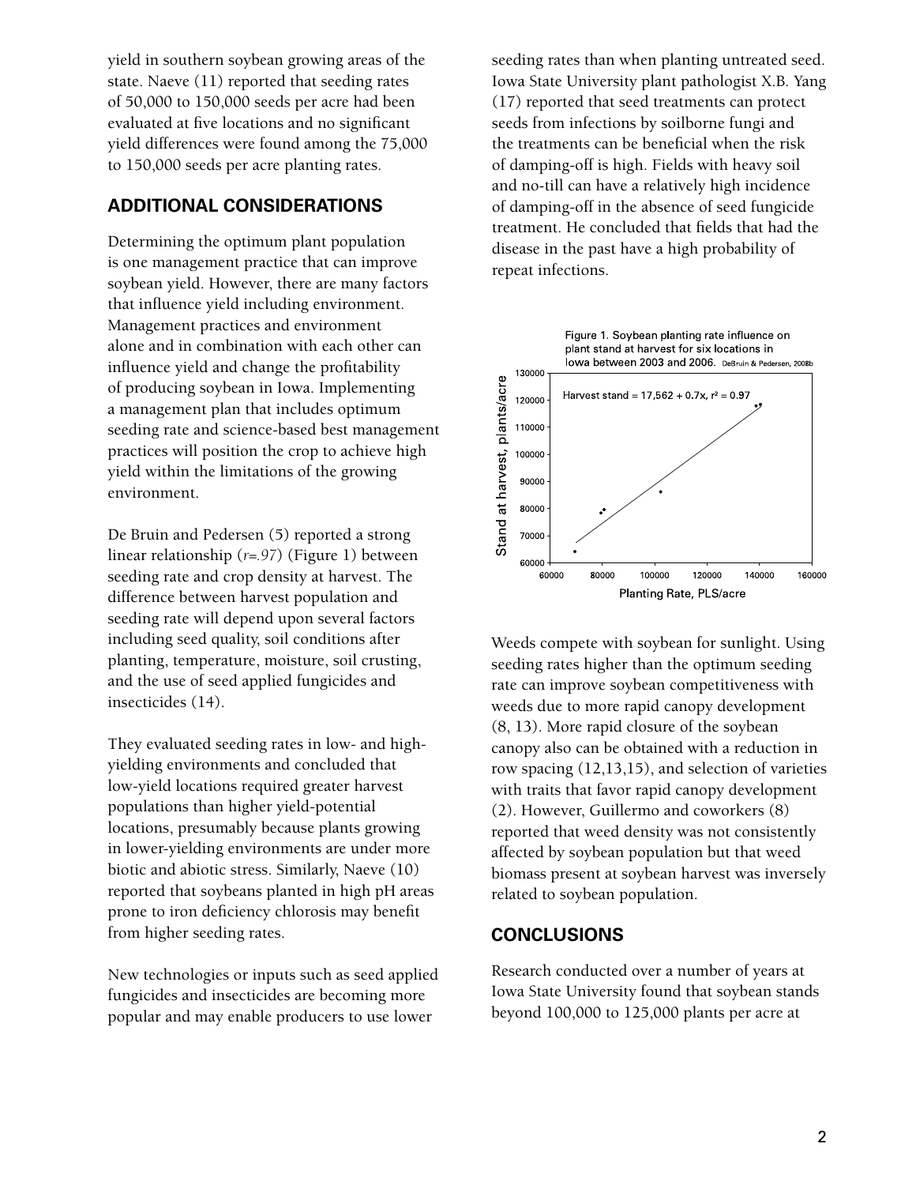yield in southern soybean growing areas of the state. Naeve (11) reported that seeding rates of 50,000 to 150,000 seeds per acre had been evaluated at five locations and no significant yield differences were found among the 75,000 to 150,000 seeds per acre planting rates.

## ADDITIONAL CONSIDERATIONS

Determining the optimum plant population is one management practice that can improve soybean yield. However, there are many factors that influence yield including environment. Management practices and environment alone and in combination with each other can influence yield and change the profitability of producing soybean in Iowa. Implementing a management plan that includes optimum seeding rate and science-based best management practices will position the crop to achieve high yield within the limitations of the growing environment.

De Bruin and Pedersen (5) reported a strong linear relationship (*r=.97*) (Figure 1) between seeding rate and crop density at harvest. The difference between harvest population and seeding rate will depend upon several factors including seed quality, soil conditions after planting, temperature, moisture, soil crusting, and the use of seed applied fungicides and insecticides (14).

They evaluated seeding rates in low- and high-yielding environments and concluded that low-yield locations required greater harvest populations than higher yield-potential locations, presumably because plants growing in lower-yielding environments are under more biotic and abiotic stress. Similarly, Naeve (10) reported that soybeans planted in high pH areas prone to iron deficiency chlorosis may benefit from higher seeding rates.

New technologies or inputs such as seed applied fungicides and insecticides are becoming more popular and may enable producers to use lower seeding rates than when planting untreated seed. Iowa State University plant pathologist X.B. Yang (17) reported that seed treatments can protect seeds from infections by soilborne fungi and the treatments can be beneficial when the risk of damping-off is high. Fields with heavy soil and no-till can have a relatively high incidence of damping-off in the absence of seed fungicide treatment. He concluded that fields that had the disease in the past have a high probability of repeat infections.

Figure 1. Soybean planting rate influence on plant stand at harvest for six locations in Iowa between 2003 and 2006. DeBruin & Pedersen, 2008b

Weeds compete with soybean for sunlight. Using seeding rates higher than the optimum seeding rate can improve soybean competitiveness with weeds due to more rapid canopy development (8, 13). More rapid closure of the soybean canopy also can be obtained with a reduction in row spacing (12,13,15), and selection of varieties with traits that favor rapid canopy development (2). However, Guillermo and coworkers (8) reported that weed density was not consistently affected by soybean population but that weed biomass present at soybean harvest was inversely related to soybean population.

## CONCLUSIONS

Research conducted over a number of years at Iowa State University found that soybean stands beyond 100,000 to 125,000 plants per acre at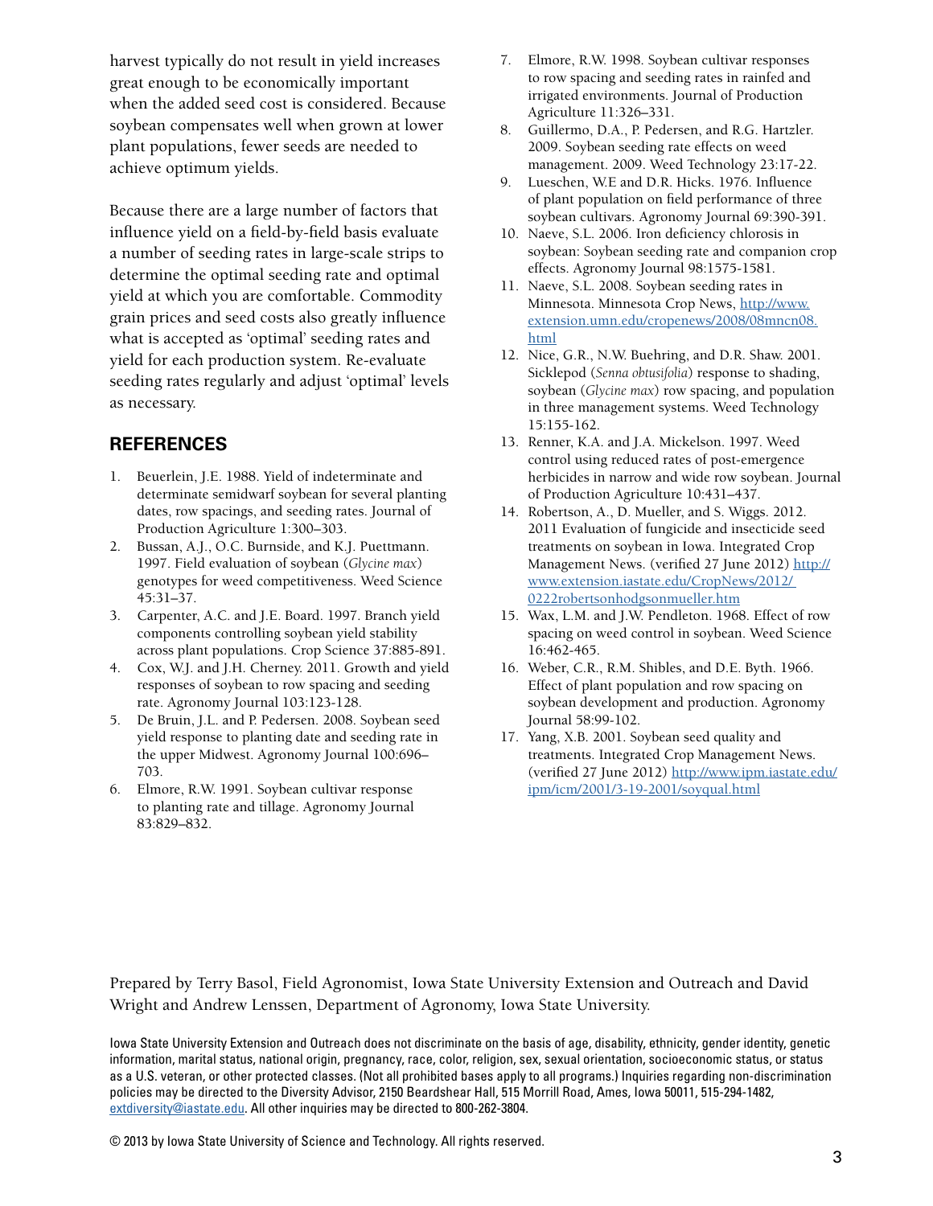harvest typically do not result in yield increases great enough to be economically important when the added seed cost is considered. Because soybean compensates well when grown at lower plant populations, fewer seeds are needed to achieve optimum yields.

Because there are a large number of factors that influence yield on a field-by-field basis evaluate a number of seeding rates in large-scale strips to determine the optimal seeding rate and optimal yield at which you are comfortable. Commodity grain prices and seed costs also greatly influence what is accepted as 'optimal' seeding rates and yield for each production system. Re-evaluate seeding rates regularly and adjust 'optimal' levels as necessary.

## REFERENCES

1. Beuerlein, J.E. 1988. Yield of indeterminate and determinate semidwarf soybean for several planting dates, row spacings, and seeding rates. Journal of Production Agriculture 1:300–303.
2. Bussan, A.J., O.C. Burnside, and K.J. Puettmann. 1997. Field evaluation of soybean (*Glycine max*) genotypes for weed competitiveness. Weed Science 45:31–37.
3. Carpenter, A.C. and J.E. Board. 1997. Branch yield components controlling soybean yield stability across plant populations. Crop Science 37:885-891.
4. Cox, W.J. and J.H. Cherney. 2011. Growth and yield responses of soybean to row spacing and seeding rate. Agronomy Journal 103:123-128.
5. De Bruin, J.L. and P. Pedersen. 2008. Soybean seed yield response to planting date and seeding rate in the upper Midwest. Agronomy Journal 100:696–703.
6. Elmore, R.W. 1991. Soybean cultivar response to planting rate and tillage. Agronomy Journal 83:829–832.
7. Elmore, R.W. 1998. Soybean cultivar responses to row spacing and seeding rates in rainfed and irrigated environments. Journal of Production Agriculture 11:326–331.
8. Guillermo, D.A., P. Pedersen, and R.G. Hartzler. 2009. Soybean seeding rate effects on weed management. 2009. Weed Technology 23:17-22.
9. Lueschen, W.E and D.R. Hicks. 1976. Influence of plant population on field performance of three soybean cultivars. Agronomy Journal 69:390-391.
10. Naeve, S.L. 2006. Iron deficiency chlorosis in soybean: Soybean seeding rate and companion crop effects. Agronomy Journal 98:1575-1581.
11. Naeve, S.L. 2008. Soybean seeding rates in Minnesota. Minnesota Crop News, http://www.extension.umn.edu/cropenews/2008/08mncn08.html
12. Nice, G.R., N.W. Buehring, and D.R. Shaw. 2001. Sicklepod (*Senna obtusifolia*) response to shading, soybean (*Glycine max*) row spacing, and population in three management systems. Weed Technology 15:155-162.
13. Renner, K.A. and J.A. Mickelson. 1997. Weed control using reduced rates of post-emergence herbicides in narrow and wide row soybean. Journal of Production Agriculture 10:431–437.
14. Robertson, A., D. Mueller, and S. Wiggs. 2012. 2011 Evaluation of fungicide and insecticide seed treatments on soybean in Iowa. Integrated Crop Management News. (verified 27 June 2012) http://www.extension.iastate.edu/CropNews/2012/0222robertsonhodgsonmueller.htm
15. Wax, L.M. and J.W. Pendleton. 1968. Effect of row spacing on weed control in soybean. Weed Science 16:462-465.
16. Weber, C.R., R.M. Shibles, and D.E. Byth. 1966. Effect of plant population and row spacing on soybean development and production. Agronomy Journal 58:99-102.
17. Yang, X.B. 2001. Soybean seed quality and treatments. Integrated Crop Management News. (verified 27 June 2012) http://www.ipm.iastate.edu/ipm/icm/2001/3-19-2001/soyqual.html

Prepared by Terry Basol, Field Agronomist, Iowa State University Extension and Outreach and David Wright and Andrew Lenssen, Department of Agronomy, Iowa State University.

Iowa State University Extension and Outreach does not discriminate on the basis of age, disability, ethnicity, gender identity, genetic information, marital status, national origin, pregnancy, race, color, religion, sex, sexual orientation, socioeconomic status, or status as a U.S. veteran, or other protected classes. (Not all prohibited bases apply to all programs.) Inquiries regarding non-discrimination policies may be directed to the Diversity Advisor, 2150 Beardshear Hall, 515 Morrill Road, Ames, Iowa 50011, 515-294-1482, extdiversity@iastate.edu. All other inquiries may be directed to 800-262-3804.

© 2013 by Iowa State University of Science and Technology. All rights reserved.